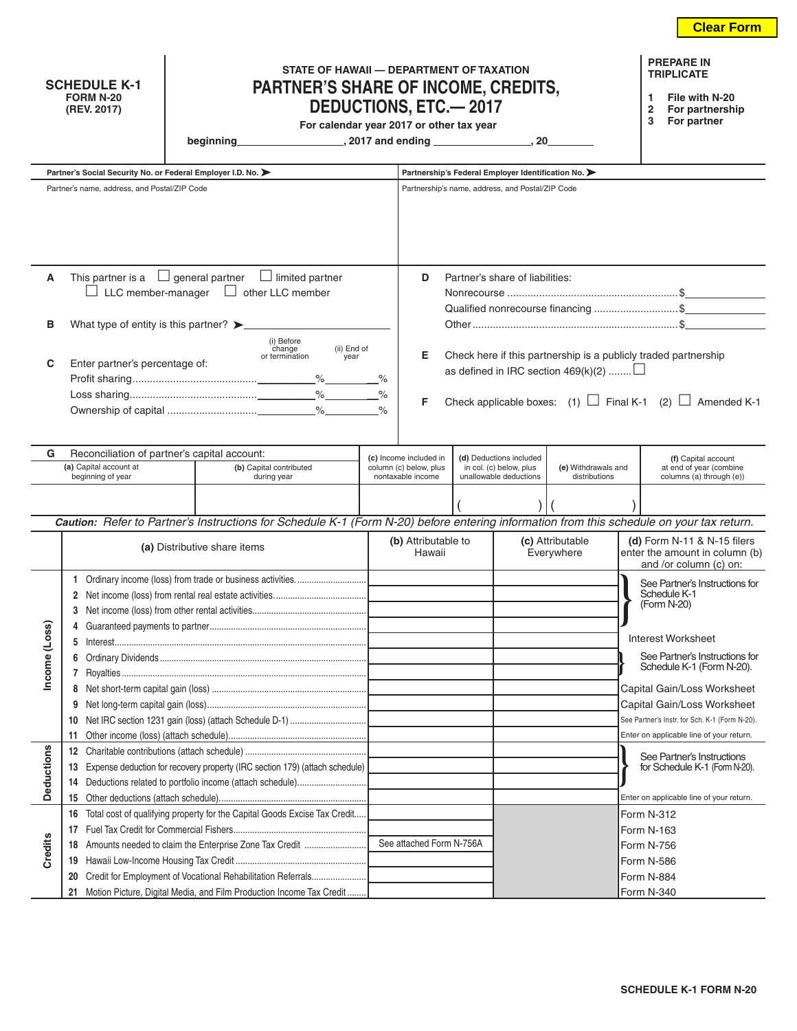Clear Form

**SCHEDULE K-1**
**FORM N-20**
**(REV. 2017)**

**STATE OF HAWAII — DEPARTMENT OF TAXATION**

# PARTNER'S SHARE OF INCOME, CREDITS, DEDUCTIONS, ETC.— 2017

**For calendar year 2017 or other tax year**

**beginning\_\_\_\_\_\_\_\_\_\_\_\_\_\_\_\_\_\_, 2017 and ending \_\_\_\_\_\_\_\_\_\_\_\_\_\_\_\_\_, 20\_\_\_\_\_\_\_\_**

**PREPARE IN TRIPLICATE**

1. **File with N-20**
2. **For partnership**
3. **For partner**

| Partner's Social Security No. or Federal Employer I.D. No. ➤ | Partnership's Federal Employer Identification No. ➤ |
|---|---|
| Partner's name, address, and Postal/ZIP Code | Partnership's name, address, and Postal/ZIP Code |

**A** This partner is a ☐ general partner ☐ limited partner ☐ LLC member-manager ☐ other LLC member

**B** What type of entity is this partner? ➤\_\_\_\_\_\_\_\_\_\_\_\_\_\_\_\_\_\_\_\_

**C** Enter partner's percentage of:

| | (i) Before change or termination | (ii) End of year |
|---|---|---|
| Profit sharing | % | % |
| Loss sharing | % | % |
| Ownership of capital | % | % |

**D** Partner's share of liabilities:

Nonrecourse ........................................................ $\_\_\_\_\_\_\_\_\_\_
Qualified nonrecourse financing ............................ $\_\_\_\_\_\_\_\_\_\_
Other ...................................................................... $\_\_\_\_\_\_\_\_\_\_

**E** Check here if this partnership is a publicly traded partnership as defined in IRC section 469(k)(2) ........ ☐

**F** Check applicable boxes: (1) ☐ Final K-1 (2) ☐ Amended K-1

**G** Reconciliation of partner's capital account:

| (a) Capital account at beginning of year | (b) Capital contributed during year | (c) Income included in column (c) below, plus nontaxable income | (d) Deductions included in col. (c) below, plus unallowable deductions | (e) Withdrawals and distributions | (f) Capital account at end of year (combine columns (a) through (e)) |
|---|---|---|---|---|---|
| | | | ( ) | ( ) | |

***Caution:** Refer to Partner's Instructions for Schedule K-1 (Form N-20) before entering information from this schedule on your tax return.*

| | (a) Distributive share items | (b) Attributable to Hawaii | (c) Attributable Everywhere | (d) Form N-11 & N-15 filers enter the amount in column (b) and /or column (c) on: |
|---|---|---|---|---|
| Income (Loss) | 1 Ordinary income (loss) from trade or business activities. | | | See Partner's Instructions for Schedule K-1 (Form N-20) |
| | 2 Net income (loss) from rental real estate activities. | | | |
| | 3 Net income (loss) from other rental activities | | | |
| | 4 Guaranteed payments to partner | | | |
| | 5 Interest | | | Interest Worksheet |
| | 6 Ordinary Dividends | | | See Partner's Instructions for Schedule K-1 (Form N-20). |
| | 7 Royalties | | | |
| | 8 Net short-term capital gain (loss) | | | Capital Gain/Loss Worksheet |
| | 9 Net long-term capital gain (loss) | | | Capital Gain/Loss Worksheet |
| | 10 Net IRC section 1231 gain (loss) (attach Schedule D-1) | | | See Partner's Instr. for Sch. K-1 (Form N-20). |
| | 11 Other income (loss) (attach schedule) | | | Enter on applicable line of your return. |
| Deductions | 12 Charitable contributions (attach schedule) | | | See Partner's Instructions for Schedule K-1 (Form N-20). |
| | 13 Expense deduction for recovery property (IRC section 179) (attach schedule) | | | |
| | 14 Deductions related to portfolio income (attach schedule) | | | |
| | 15 Other deductions (attach schedule) | | | Enter on applicable line of your return. |
| Credits | 16 Total cost of qualifying property for the Capital Goods Excise Tax Credit | | | Form N-312 |
| | 17 Fuel Tax Credit for Commercial Fishers | | | Form N-163 |
| | 18 Amounts needed to claim the Enterprise Zone Tax Credit | See attached Form N-756A | | Form N-756 |
| | 19 Hawaii Low-Income Housing Tax Credit | | | Form N-586 |
| | 20 Credit for Employment of Vocational Rehabilitation Referrals | | | Form N-884 |
| | 21 Motion Picture, Digital Media, and Film Production Income Tax Credit | | | Form N-340 |

**SCHEDULE K-1 FORM N-20**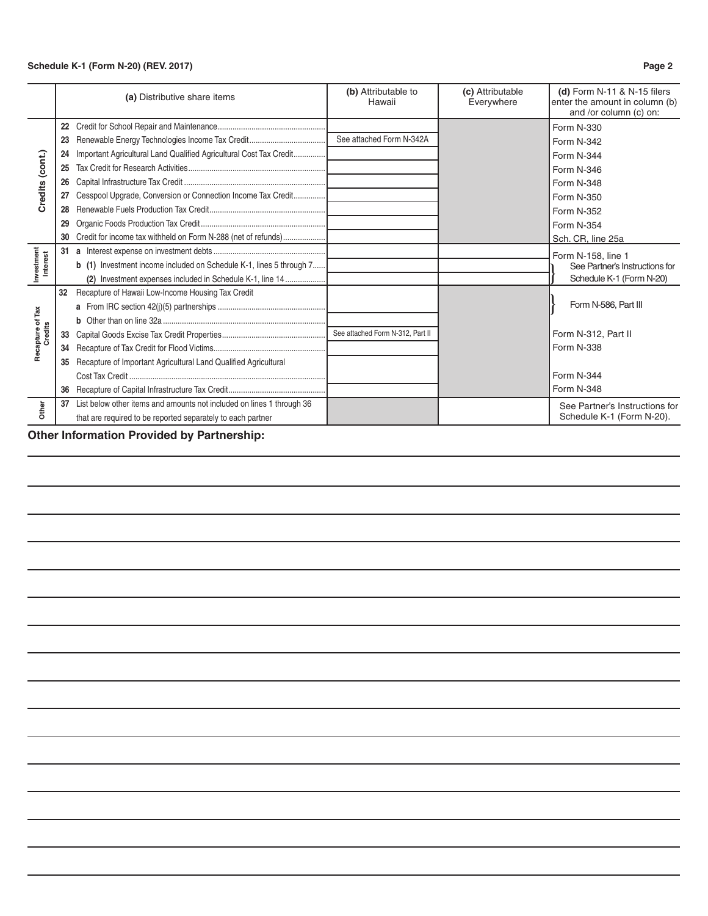**Schedule K-1 (Form N-20) (REV. 2017)**

| | | (a) Distributive share items | (b) Attributable to Hawaii | (c) Attributable Everywhere | (d) Form N-11 & N-15 filers enter the amount in column (b) and /or column (c) on: |
|---|---|---|---|---|---|
| Credits (cont.) | 22 | Credit for School Repair and Maintenance | | | Form N-330 |
| | 23 | Renewable Energy Technologies Income Tax Credit | See attached Form N-342A | | Form N-342 |
| | 24 | Important Agricultural Land Qualified Agricultural Cost Tax Credit | | | Form N-344 |
| | 25 | Tax Credit for Research Activities | | | Form N-346 |
| | 26 | Capital Infrastructure Tax Credit | | | Form N-348 |
| | 27 | Cesspool Upgrade, Conversion or Connection Income Tax Credit | | | Form N-350 |
| | 28 | Renewable Fuels Production Tax Credit | | | Form N-352 |
| | 29 | Organic Foods Production Tax Credit | | | Form N-354 |
| | 30 | Credit for income tax withheld on Form N-288 (net of refunds) | | | Sch. CR, line 25a |
| Investment Interest | 31 | a Interest expense on investment debts | | | Form N-158, line 1 |
| | | b (1) Investment income included on Schedule K-1, lines 5 through 7 | | | See Partner's Instructions for Schedule K-1 (Form N-20) |
| | | (2) Investment expenses included in Schedule K-1, line 14 | | | |
| Recapture of Tax Credits | 32 | Recapture of Hawaii Low-Income Housing Tax Credit | | | |
| | | a From IRC section 42(j)(5) partnerships | | | Form N-586, Part III |
| | | b Other than on line 32a | | | |
| | 33 | Capital Goods Excise Tax Credit Properties | See attached Form N-312, Part II | | Form N-312, Part II |
| | 34 | Recapture of Tax Credit for Flood Victims | | | Form N-338 |
| | 35 | Recapture of Important Agricultural Land Qualified Agricultural Cost Tax Credit | | | Form N-344 |
| | 36 | Recapture of Capital Infrastructure Tax Credit | | | Form N-348 |
| Other | 37 | List below other items and amounts not included on lines 1 through 36 that are required to be reported separately to each partner | | | See Partner's Instructions for Schedule K-1 (Form N-20). |

**Other Information Provided by Partnership:**